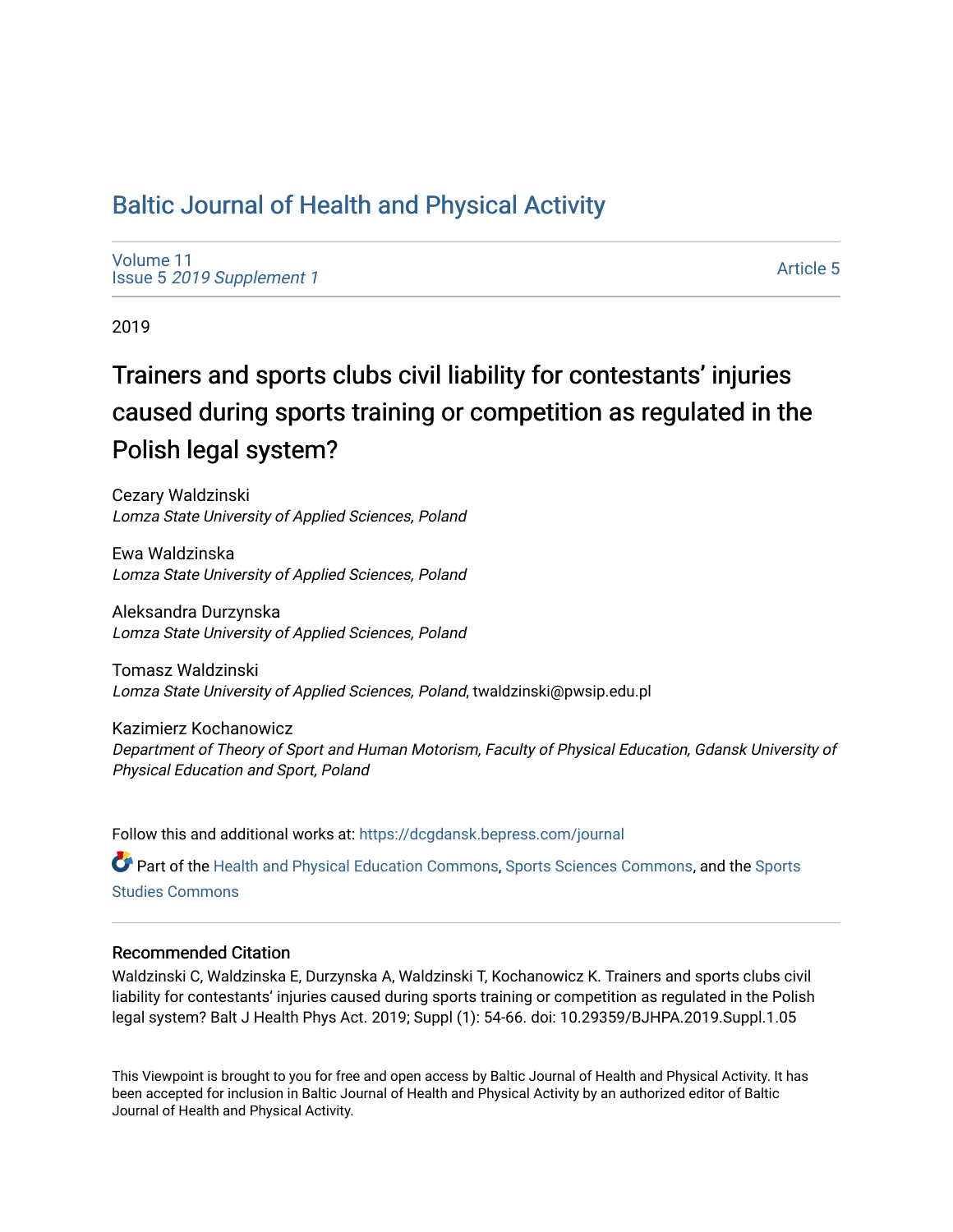# Baltic Journal of Health and Physical Activity

Volume 11
Issue 5 *2019 Supplement 1*

Article 5

2019

## Trainers and sports clubs civil liability for contestants' injuries caused during sports training or competition as regulated in the Polish legal system?

Cezary Waldzinski
*Lomza State University of Applied Sciences, Poland*

Ewa Waldzinska
*Lomza State University of Applied Sciences, Poland*

Aleksandra Durzynska
*Lomza State University of Applied Sciences, Poland*

Tomasz Waldzinski
*Lomza State University of Applied Sciences, Poland*, twaldzinski@pwsip.edu.pl

Kazimierz Kochanowicz
*Department of Theory of Sport and Human Motorism, Faculty of Physical Education, Gdansk University of Physical Education and Sport, Poland*

Follow this and additional works at: https://dcgdansk.bepress.com/journal

Part of the Health and Physical Education Commons, Sports Sciences Commons, and the Sports Studies Commons

### Recommended Citation

Waldzinski C, Waldzinska E, Durzynska A, Waldzinski T, Kochanowicz K. Trainers and sports clubs civil liability for contestants' injuries caused during sports training or competition as regulated in the Polish legal system? Balt J Health Phys Act. 2019; Suppl (1): 54-66. doi: 10.29359/BJHPA.2019.Suppl.1.05

This Viewpoint is brought to you for free and open access by Baltic Journal of Health and Physical Activity. It has been accepted for inclusion in Baltic Journal of Health and Physical Activity by an authorized editor of Baltic Journal of Health and Physical Activity.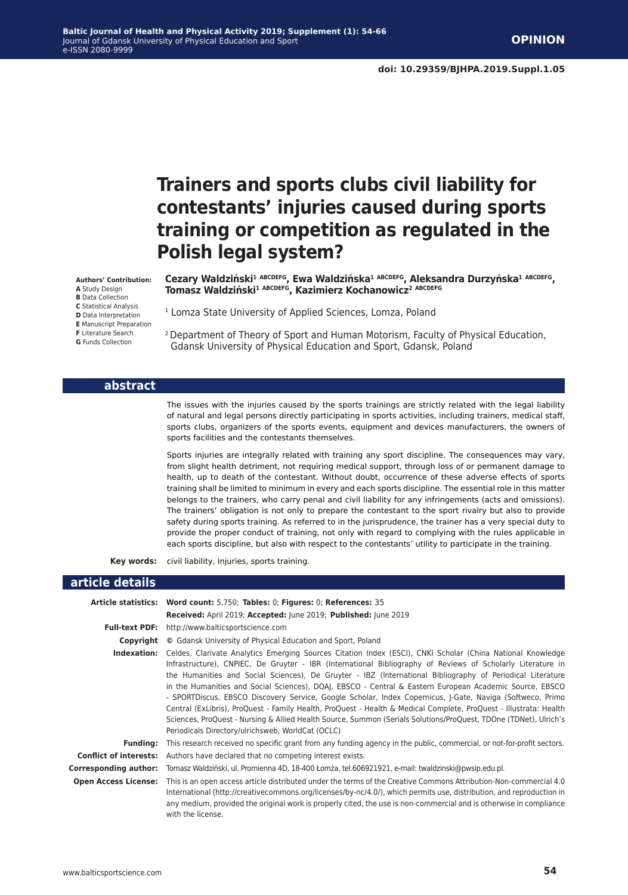**OPINION**

doi: 10.29359/BJHPA.2019.Suppl.1.05

# Trainers and sports clubs civil liability for contestants' injuries caused during sports training or competition as regulated in the Polish legal system?

**Authors' Contribution:**
**A** Study Design
**B** Data Collection
**C** Statistical Analysis
**D** Data Interpretation
**E** Manuscript Preparation
**F** Literature Search
**G** Funds Collection

**Cezary Waldziński[1] ABCDEFG, Ewa Waldzińska[1] ABCDEFG, Aleksandra Durzyńska[1] ABCDEFG, Tomasz Waldziński[1] ABCDEFG, Kazimierz Kochanowicz[2] ABCDEFG**

[1] Lomza State University of Applied Sciences, Lomza, Poland

[2] Department of Theory of Sport and Human Motorism, Faculty of Physical Education, Gdansk University of Physical Education and Sport, Gdansk, Poland

## abstract

The issues with the injuries caused by the sports trainings are strictly related with the legal liability of natural and legal persons directly participating in sports activities, including trainers, medical staff, sports clubs, organizers of the sports events, equipment and devices manufacturers, the owners of sports facilities and the contestants themselves.

Sports injuries are integrally related with training any sport discipline. The consequences may vary, from slight health detriment, not requiring medical support, through loss of or permanent damage to health, up to death of the contestant. Without doubt, occurrence of these adverse effects of sports training shall be limited to minimum in every and each sports discipline. The essential role in this matter belongs to the trainers, who carry penal and civil liability for any infringements (acts and omissions). The trainers' obligation is not only to prepare the contestant to the sport rivalry but also to provide safety during sports training. As referred to in the jurisprudence, the trainer has a very special duty to provide the proper conduct of training, not only with regard to complying with the rules applicable in each sports discipline, but also with respect to the contestants' utility to participate in the training.

**Key words:** civil liability, injuries, sports training.

## article details

**Article statistics:** **Word count:** 5,750; **Tables:** 0; **Figures:** 0; **References:** 35

**Received:** April 2019; **Accepted:** June 2019; **Published:** June 2019

**Full-text PDF:** http://www.balticsportscience.com

**Copyright** © Gdansk University of Physical Education and Sport, Poland

**Indexation:** Celdes, Clarivate Analytics Emerging Sources Citation Index (ESCI), CNKI Scholar (China National Knowledge Infrastructure), CNPIEC, De Gruyter - IBR (International Bibliography of Reviews of Scholarly Literature in the Humanities and Social Sciences), De Gruyter - IBZ (International Bibliography of Periodical Literature in the Humanities and Social Sciences), DOAJ, EBSCO - Central & Eastern European Academic Source, EBSCO - SPORTDiscus, EBSCO Discovery Service, Google Scholar, Index Copernicus, J-Gate, Naviga (Softweco, Primo Central (ExLibris), ProQuest - Family Health, ProQuest - Health & Medical Complete, ProQuest - Illustrata: Health Sciences, ProQuest - Nursing & Allied Health Source, Summon (Serials Solutions/ProQuest, TDOne (TDNet), Ulrich's Periodicals Directory/ulrichsweb, WorldCat (OCLC)

**Funding:** This research received no specific grant from any funding agency in the public, commercial, or not-for-profit sectors.

**Conflict of interests:** Authors have declared that no competing interest exists.

**Corresponding author:** Tomasz Waldziński, ul. Promienna 4D, 18-400 Łomża, tel.606921921, e-mail: twaldzinski@pwsip.edu.pl.

**Open Access License:** This is an open access article distributed under the terms of the Creative Commons Attribution-Non-commercial 4.0 International (http://creativecommons.org/licenses/by-nc/4.0/), which permits use, distribution, and reproduction in any medium, provided the original work is properly cited, the use is non-commercial and is otherwise in compliance with the license.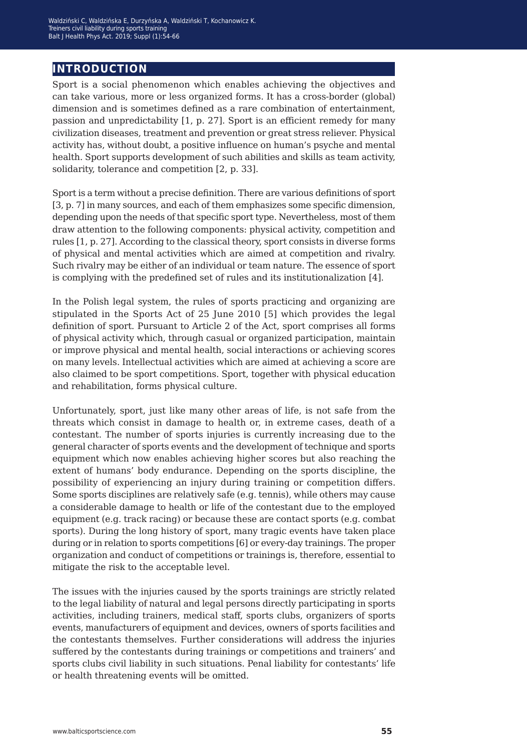## INTRODUCTION

Sport is a social phenomenon which enables achieving the objectives and can take various, more or less organized forms. It has a cross-border (global) dimension and is sometimes defined as a rare combination of entertainment, passion and unpredictability [1, p. 27]. Sport is an efficient remedy for many civilization diseases, treatment and prevention or great stress reliever. Physical activity has, without doubt, a positive influence on human's psyche and mental health. Sport supports development of such abilities and skills as team activity, solidarity, tolerance and competition [2, p. 33].

Sport is a term without a precise definition. There are various definitions of sport [3, p. 7] in many sources, and each of them emphasizes some specific dimension, depending upon the needs of that specific sport type. Nevertheless, most of them draw attention to the following components: physical activity, competition and rules [1, p. 27]. According to the classical theory, sport consists in diverse forms of physical and mental activities which are aimed at competition and rivalry. Such rivalry may be either of an individual or team nature. The essence of sport is complying with the predefined set of rules and its institutionalization [4].

In the Polish legal system, the rules of sports practicing and organizing are stipulated in the Sports Act of 25 June 2010 [5] which provides the legal definition of sport. Pursuant to Article 2 of the Act, sport comprises all forms of physical activity which, through casual or organized participation, maintain or improve physical and mental health, social interactions or achieving scores on many levels. Intellectual activities which are aimed at achieving a score are also claimed to be sport competitions. Sport, together with physical education and rehabilitation, forms physical culture.

Unfortunately, sport, just like many other areas of life, is not safe from the threats which consist in damage to health or, in extreme cases, death of a contestant. The number of sports injuries is currently increasing due to the general character of sports events and the development of technique and sports equipment which now enables achieving higher scores but also reaching the extent of humans' body endurance. Depending on the sports discipline, the possibility of experiencing an injury during training or competition differs. Some sports disciplines are relatively safe (e.g. tennis), while others may cause a considerable damage to health or life of the contestant due to the employed equipment (e.g. track racing) or because these are contact sports (e.g. combat sports). During the long history of sport, many tragic events have taken place during or in relation to sports competitions [6] or every-day trainings. The proper organization and conduct of competitions or trainings is, therefore, essential to mitigate the risk to the acceptable level.

The issues with the injuries caused by the sports trainings are strictly related to the legal liability of natural and legal persons directly participating in sports activities, including trainers, medical staff, sports clubs, organizers of sports events, manufacturers of equipment and devices, owners of sports facilities and the contestants themselves. Further considerations will address the injuries suffered by the contestants during trainings or competitions and trainers' and sports clubs civil liability in such situations. Penal liability for contestants' life or health threatening events will be omitted.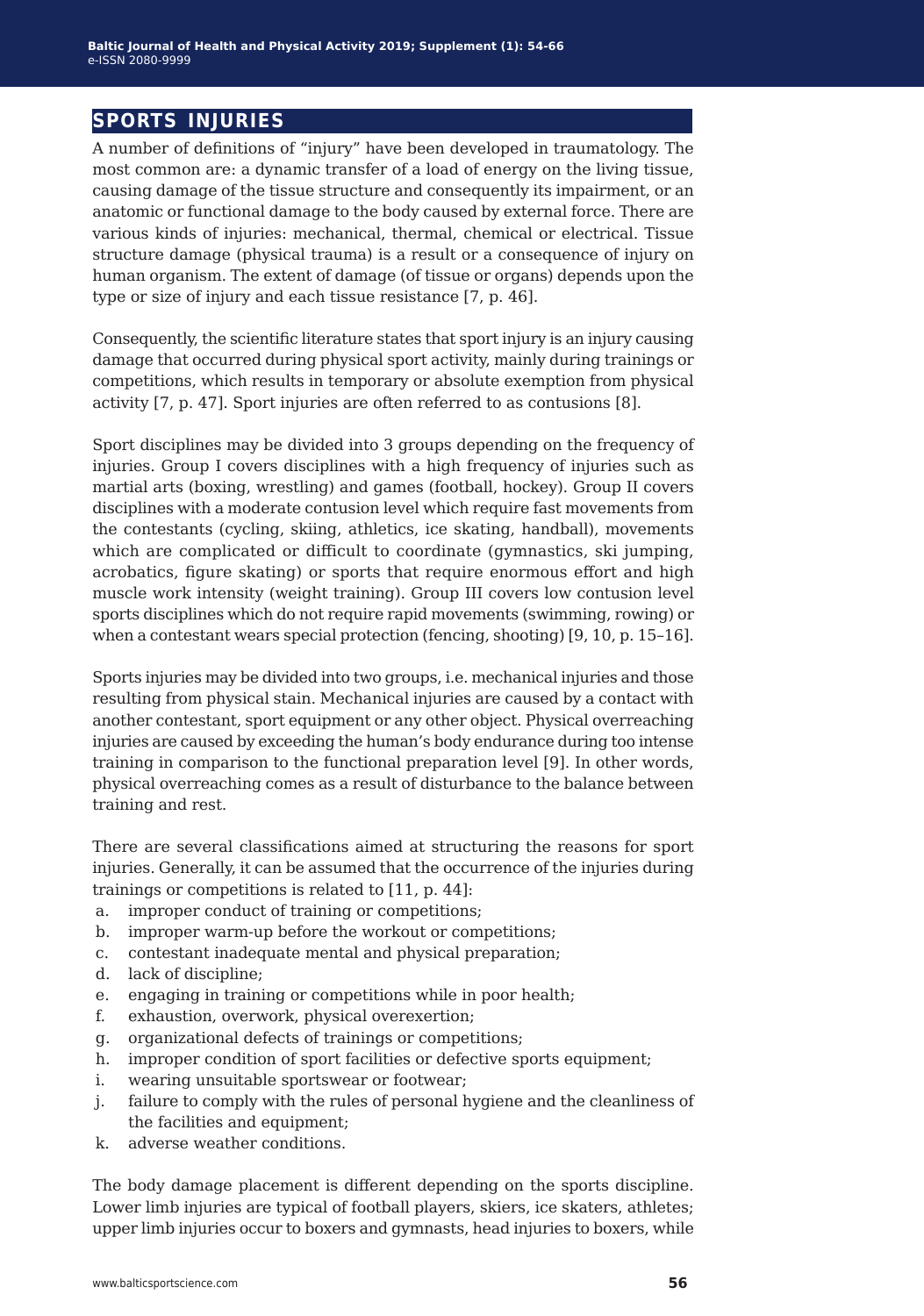## SPORTS INJURIES

A number of definitions of "injury" have been developed in traumatology. The most common are: a dynamic transfer of a load of energy on the living tissue, causing damage of the tissue structure and consequently its impairment, or an anatomic or functional damage to the body caused by external force. There are various kinds of injuries: mechanical, thermal, chemical or electrical. Tissue structure damage (physical trauma) is a result or a consequence of injury on human organism. The extent of damage (of tissue or organs) depends upon the type or size of injury and each tissue resistance [7, p. 46].

Consequently, the scientific literature states that sport injury is an injury causing damage that occurred during physical sport activity, mainly during trainings or competitions, which results in temporary or absolute exemption from physical activity [7, p. 47]. Sport injuries are often referred to as contusions [8].

Sport disciplines may be divided into 3 groups depending on the frequency of injuries. Group I covers disciplines with a high frequency of injuries such as martial arts (boxing, wrestling) and games (football, hockey). Group II covers disciplines with a moderate contusion level which require fast movements from the contestants (cycling, skiing, athletics, ice skating, handball), movements which are complicated or difficult to coordinate (gymnastics, ski jumping, acrobatics, figure skating) or sports that require enormous effort and high muscle work intensity (weight training). Group III covers low contusion level sports disciplines which do not require rapid movements (swimming, rowing) or when a contestant wears special protection (fencing, shooting) [9, 10, p. 15–16].

Sports injuries may be divided into two groups, i.e. mechanical injuries and those resulting from physical stain. Mechanical injuries are caused by a contact with another contestant, sport equipment or any other object. Physical overreaching injuries are caused by exceeding the human's body endurance during too intense training in comparison to the functional preparation level [9]. In other words, physical overreaching comes as a result of disturbance to the balance between training and rest.

There are several classifications aimed at structuring the reasons for sport injuries. Generally, it can be assumed that the occurrence of the injuries during trainings or competitions is related to [11, p. 44]:

a. improper conduct of training or competitions;
b. improper warm-up before the workout or competitions;
c. contestant inadequate mental and physical preparation;
d. lack of discipline;
e. engaging in training or competitions while in poor health;
f. exhaustion, overwork, physical overexertion;
g. organizational defects of trainings or competitions;
h. improper condition of sport facilities or defective sports equipment;
i. wearing unsuitable sportswear or footwear;
j. failure to comply with the rules of personal hygiene and the cleanliness of the facilities and equipment;
k. adverse weather conditions.

The body damage placement is different depending on the sports discipline. Lower limb injuries are typical of football players, skiers, ice skaters, athletes; upper limb injuries occur to boxers and gymnasts, head injuries to boxers, while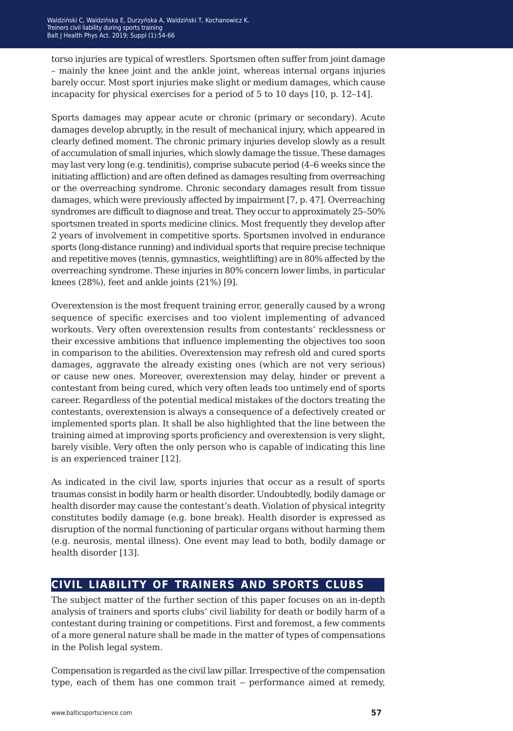torso injuries are typical of wrestlers. Sportsmen often suffer from joint damage – mainly the knee joint and the ankle joint, whereas internal organs injuries barely occur. Most sport injuries make slight or medium damages, which cause incapacity for physical exercises for a period of 5 to 10 days [10, p. 12–14].

Sports damages may appear acute or chronic (primary or secondary). Acute damages develop abruptly, in the result of mechanical injury, which appeared in clearly defined moment. The chronic primary injuries develop slowly as a result of accumulation of small injuries, which slowly damage the tissue. These damages may last very long (e.g. tendinitis), comprise subacute period (4–6 weeks since the initiating affliction) and are often defined as damages resulting from overreaching or the overreaching syndrome. Chronic secondary damages result from tissue damages, which were previously affected by impairment [7, p. 47]. Overreaching syndromes are difficult to diagnose and treat. They occur to approximately 25–50% sportsmen treated in sports medicine clinics. Most frequently they develop after 2 years of involvement in competitive sports. Sportsmen involved in endurance sports (long-distance running) and individual sports that require precise technique and repetitive moves (tennis, gymnastics, weightlifting) are in 80% affected by the overreaching syndrome. These injuries in 80% concern lower limbs, in particular knees (28%), feet and ankle joints (21%) [9].

Overextension is the most frequent training error, generally caused by a wrong sequence of specific exercises and too violent implementing of advanced workouts. Very often overextension results from contestants' recklessness or their excessive ambitions that influence implementing the objectives too soon in comparison to the abilities. Overextension may refresh old and cured sports damages, aggravate the already existing ones (which are not very serious) or cause new ones. Moreover, overextension may delay, hinder or prevent a contestant from being cured, which very often leads too untimely end of sports career. Regardless of the potential medical mistakes of the doctors treating the contestants, overextension is always a consequence of a defectively created or implemented sports plan. It shall be also highlighted that the line between the training aimed at improving sports proficiency and overextension is very slight, barely visible. Very often the only person who is capable of indicating this line is an experienced trainer [12].

As indicated in the civil law, sports injuries that occur as a result of sports traumas consist in bodily harm or health disorder. Undoubtedly, bodily damage or health disorder may cause the contestant's death. Violation of physical integrity constitutes bodily damage (e.g. bone break). Health disorder is expressed as disruption of the normal functioning of particular organs without harming them (e.g. neurosis, mental illness). One event may lead to both, bodily damage or health disorder [13].

## CIVIL LIABILITY OF TRAINERS AND SPORTS CLUBS

The subject matter of the further section of this paper focuses on an in-depth analysis of trainers and sports clubs' civil liability for death or bodily harm of a contestant during training or competitions. First and foremost, a few comments of a more general nature shall be made in the matter of types of compensations in the Polish legal system.

Compensation is regarded as the civil law pillar. Irrespective of the compensation type, each of them has one common trait – performance aimed at remedy,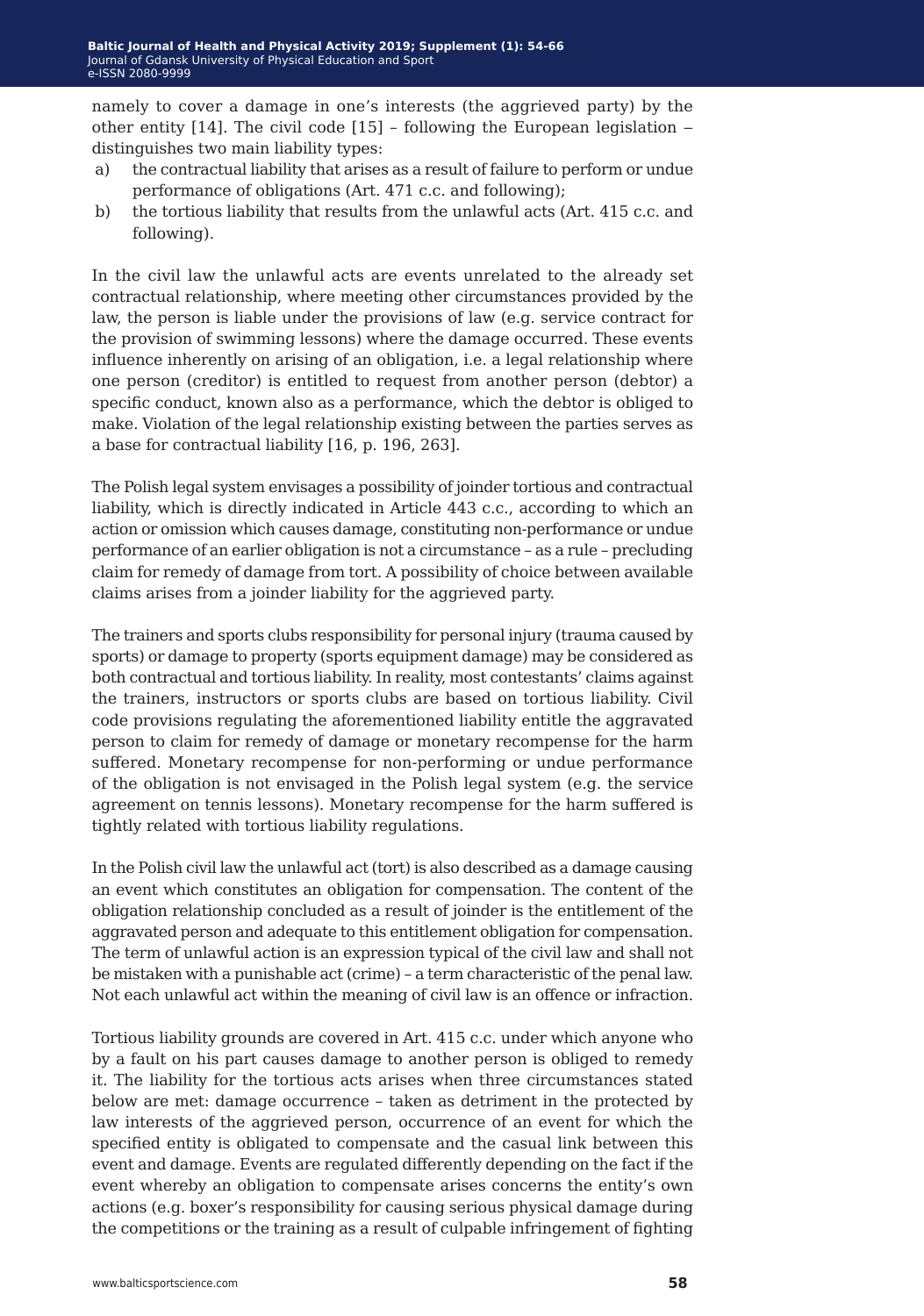namely to cover a damage in one's interests (the aggrieved party) by the other entity [14]. The civil code [15] – following the European legislation – distinguishes two main liability types:

a) the contractual liability that arises as a result of failure to perform or undue performance of obligations (Art. 471 c.c. and following);
b) the tortious liability that results from the unlawful acts (Art. 415 c.c. and following).

In the civil law the unlawful acts are events unrelated to the already set contractual relationship, where meeting other circumstances provided by the law, the person is liable under the provisions of law (e.g. service contract for the provision of swimming lessons) where the damage occurred. These events influence inherently on arising of an obligation, i.e. a legal relationship where one person (creditor) is entitled to request from another person (debtor) a specific conduct, known also as a performance, which the debtor is obliged to make. Violation of the legal relationship existing between the parties serves as a base for contractual liability [16, p. 196, 263].

The Polish legal system envisages a possibility of joinder tortious and contractual liability, which is directly indicated in Article 443 c.c., according to which an action or omission which causes damage, constituting non-performance or undue performance of an earlier obligation is not a circumstance – as a rule – precluding claim for remedy of damage from tort. A possibility of choice between available claims arises from a joinder liability for the aggrieved party.

The trainers and sports clubs responsibility for personal injury (trauma caused by sports) or damage to property (sports equipment damage) may be considered as both contractual and tortious liability. In reality, most contestants' claims against the trainers, instructors or sports clubs are based on tortious liability. Civil code provisions regulating the aforementioned liability entitle the aggravated person to claim for remedy of damage or monetary recompense for the harm suffered. Monetary recompense for non-performing or undue performance of the obligation is not envisaged in the Polish legal system (e.g. the service agreement on tennis lessons). Monetary recompense for the harm suffered is tightly related with tortious liability regulations.

In the Polish civil law the unlawful act (tort) is also described as a damage causing an event which constitutes an obligation for compensation. The content of the obligation relationship concluded as a result of joinder is the entitlement of the aggravated person and adequate to this entitlement obligation for compensation. The term of unlawful action is an expression typical of the civil law and shall not be mistaken with a punishable act (crime) – a term characteristic of the penal law. Not each unlawful act within the meaning of civil law is an offence or infraction.

Tortious liability grounds are covered in Art. 415 c.c. under which anyone who by a fault on his part causes damage to another person is obliged to remedy it. The liability for the tortious acts arises when three circumstances stated below are met: damage occurrence – taken as detriment in the protected by law interests of the aggrieved person, occurrence of an event for which the specified entity is obligated to compensate and the casual link between this event and damage. Events are regulated differently depending on the fact if the event whereby an obligation to compensate arises concerns the entity's own actions (e.g. boxer's responsibility for causing serious physical damage during the competitions or the training as a result of culpable infringement of fighting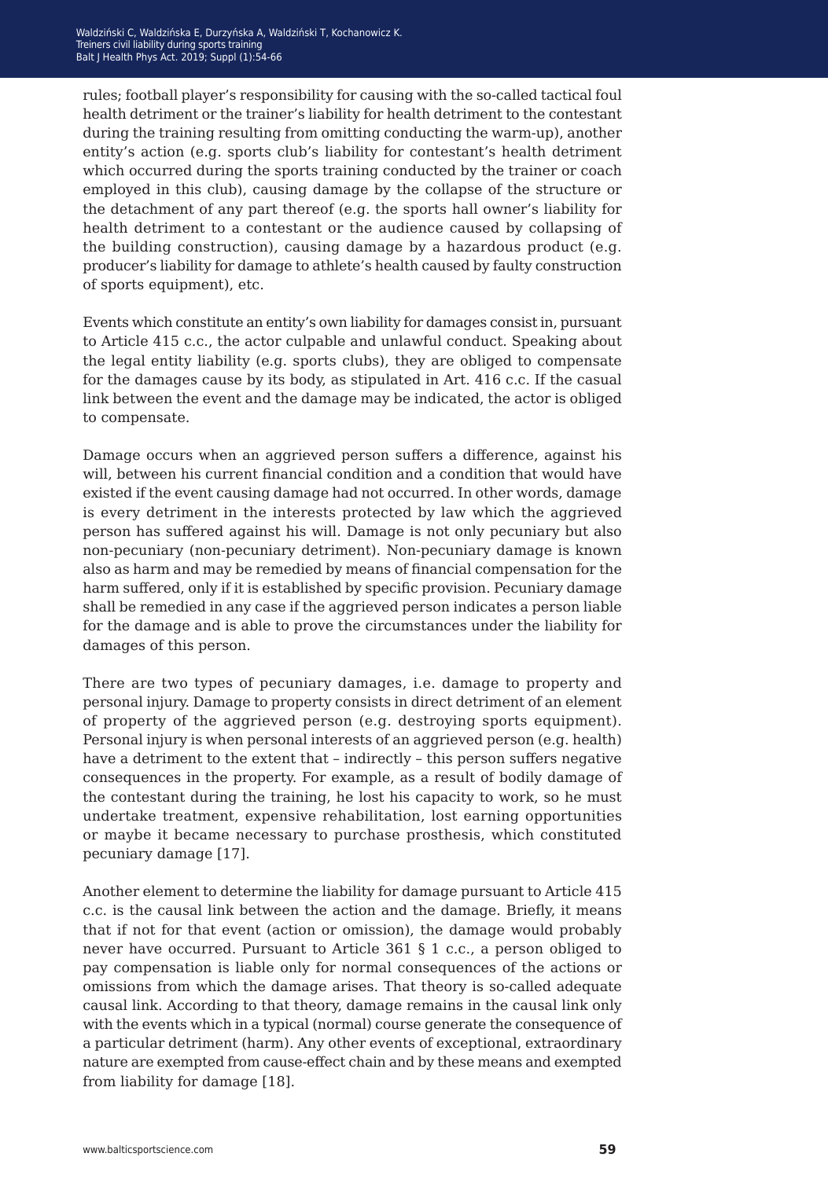rules; football player's responsibility for causing with the so-called tactical foul health detriment or the trainer's liability for health detriment to the contestant during the training resulting from omitting conducting the warm-up), another entity's action (e.g. sports club's liability for contestant's health detriment which occurred during the sports training conducted by the trainer or coach employed in this club), causing damage by the collapse of the structure or the detachment of any part thereof (e.g. the sports hall owner's liability for health detriment to a contestant or the audience caused by collapsing of the building construction), causing damage by a hazardous product (e.g. producer's liability for damage to athlete's health caused by faulty construction of sports equipment), etc.

Events which constitute an entity's own liability for damages consist in, pursuant to Article 415 c.c., the actor culpable and unlawful conduct. Speaking about the legal entity liability (e.g. sports clubs), they are obliged to compensate for the damages cause by its body, as stipulated in Art. 416 c.c. If the casual link between the event and the damage may be indicated, the actor is obliged to compensate.

Damage occurs when an aggrieved person suffers a difference, against his will, between his current financial condition and a condition that would have existed if the event causing damage had not occurred. In other words, damage is every detriment in the interests protected by law which the aggrieved person has suffered against his will. Damage is not only pecuniary but also non-pecuniary (non-pecuniary detriment). Non-pecuniary damage is known also as harm and may be remedied by means of financial compensation for the harm suffered, only if it is established by specific provision. Pecuniary damage shall be remedied in any case if the aggrieved person indicates a person liable for the damage and is able to prove the circumstances under the liability for damages of this person.

There are two types of pecuniary damages, i.e. damage to property and personal injury. Damage to property consists in direct detriment of an element of property of the aggrieved person (e.g. destroying sports equipment). Personal injury is when personal interests of an aggrieved person (e.g. health) have a detriment to the extent that – indirectly – this person suffers negative consequences in the property. For example, as a result of bodily damage of the contestant during the training, he lost his capacity to work, so he must undertake treatment, expensive rehabilitation, lost earning opportunities or maybe it became necessary to purchase prosthesis, which constituted pecuniary damage [17].

Another element to determine the liability for damage pursuant to Article 415 c.c. is the causal link between the action and the damage. Briefly, it means that if not for that event (action or omission), the damage would probably never have occurred. Pursuant to Article 361 § 1 c.c., a person obliged to pay compensation is liable only for normal consequences of the actions or omissions from which the damage arises. That theory is so-called adequate causal link. According to that theory, damage remains in the causal link only with the events which in a typical (normal) course generate the consequence of a particular detriment (harm). Any other events of exceptional, extraordinary nature are exempted from cause-effect chain and by these means and exempted from liability for damage [18].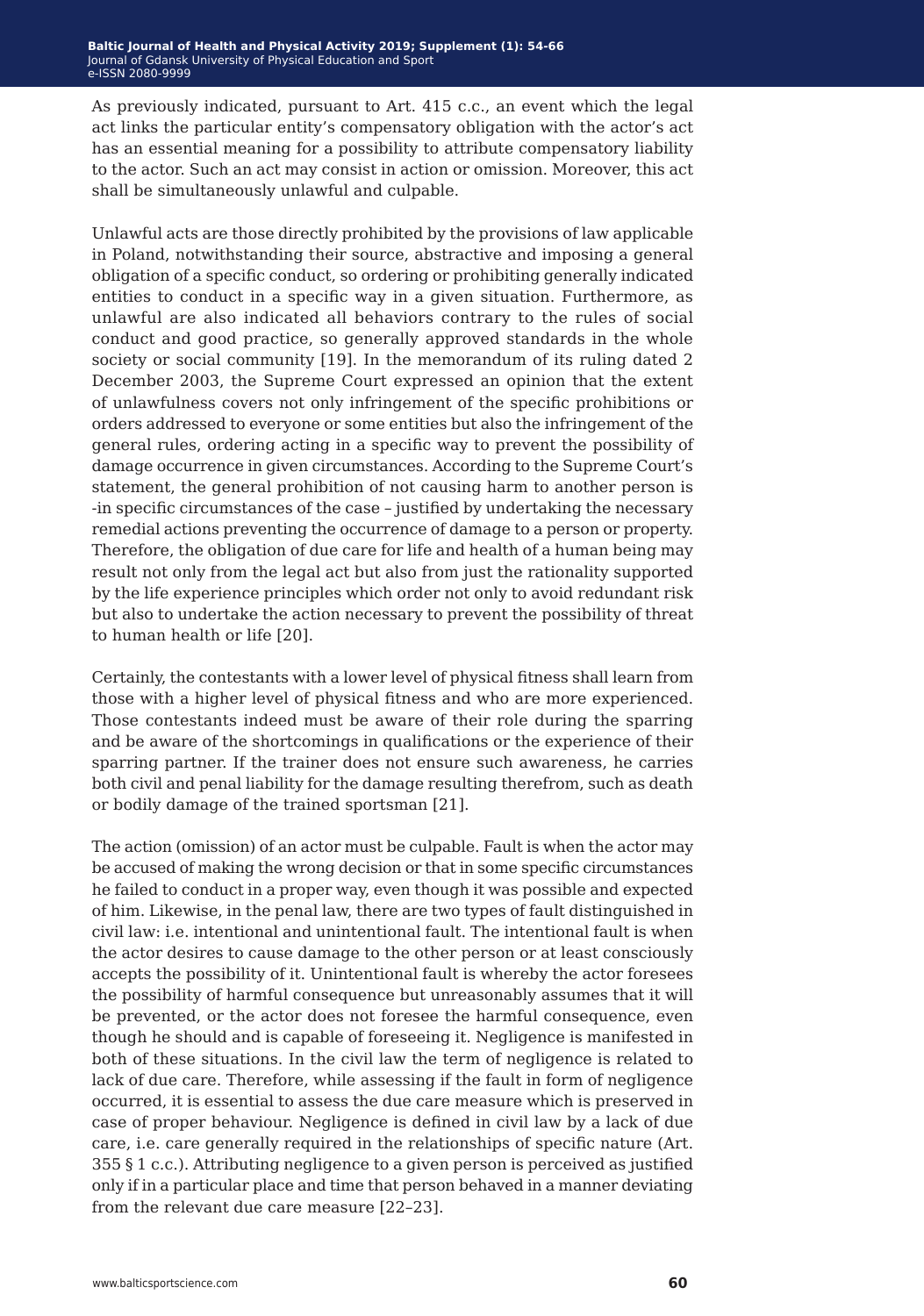As previously indicated, pursuant to Art. 415 c.c., an event which the legal act links the particular entity's compensatory obligation with the actor's act has an essential meaning for a possibility to attribute compensatory liability to the actor. Such an act may consist in action or omission. Moreover, this act shall be simultaneously unlawful and culpable.

Unlawful acts are those directly prohibited by the provisions of law applicable in Poland, notwithstanding their source, abstractive and imposing a general obligation of a specific conduct, so ordering or prohibiting generally indicated entities to conduct in a specific way in a given situation. Furthermore, as unlawful are also indicated all behaviors contrary to the rules of social conduct and good practice, so generally approved standards in the whole society or social community [19]. In the memorandum of its ruling dated 2 December 2003, the Supreme Court expressed an opinion that the extent of unlawfulness covers not only infringement of the specific prohibitions or orders addressed to everyone or some entities but also the infringement of the general rules, ordering acting in a specific way to prevent the possibility of damage occurrence in given circumstances. According to the Supreme Court's statement, the general prohibition of not causing harm to another person is -in specific circumstances of the case – justified by undertaking the necessary remedial actions preventing the occurrence of damage to a person or property. Therefore, the obligation of due care for life and health of a human being may result not only from the legal act but also from just the rationality supported by the life experience principles which order not only to avoid redundant risk but also to undertake the action necessary to prevent the possibility of threat to human health or life [20].

Certainly, the contestants with a lower level of physical fitness shall learn from those with a higher level of physical fitness and who are more experienced. Those contestants indeed must be aware of their role during the sparring and be aware of the shortcomings in qualifications or the experience of their sparring partner. If the trainer does not ensure such awareness, he carries both civil and penal liability for the damage resulting therefrom, such as death or bodily damage of the trained sportsman [21].

The action (omission) of an actor must be culpable. Fault is when the actor may be accused of making the wrong decision or that in some specific circumstances he failed to conduct in a proper way, even though it was possible and expected of him. Likewise, in the penal law, there are two types of fault distinguished in civil law: i.e. intentional and unintentional fault. The intentional fault is when the actor desires to cause damage to the other person or at least consciously accepts the possibility of it. Unintentional fault is whereby the actor foresees the possibility of harmful consequence but unreasonably assumes that it will be prevented, or the actor does not foresee the harmful consequence, even though he should and is capable of foreseeing it. Negligence is manifested in both of these situations. In the civil law the term of negligence is related to lack of due care. Therefore, while assessing if the fault in form of negligence occurred, it is essential to assess the due care measure which is preserved in case of proper behaviour. Negligence is defined in civil law by a lack of due care, i.e. care generally required in the relationships of specific nature (Art. 355 § 1 c.c.). Attributing negligence to a given person is perceived as justified only if in a particular place and time that person behaved in a manner deviating from the relevant due care measure [22–23].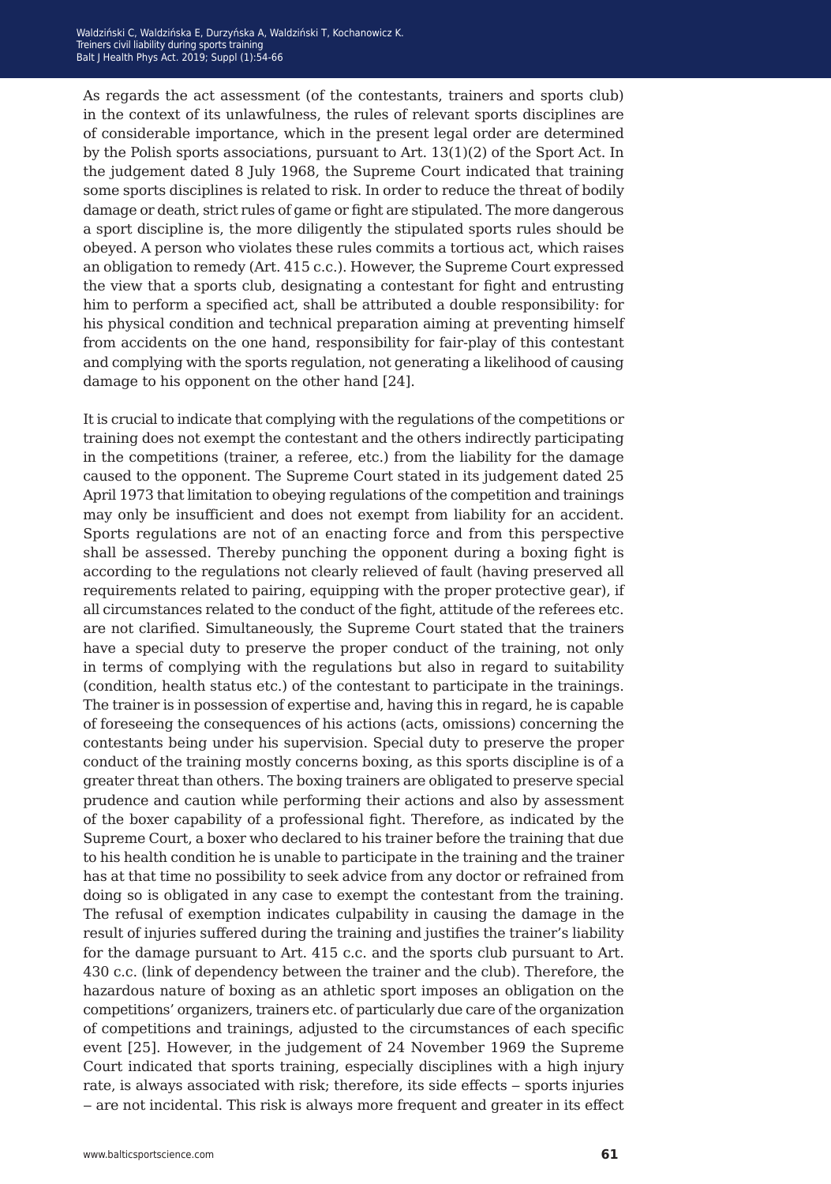As regards the act assessment (of the contestants, trainers and sports club) in the context of its unlawfulness, the rules of relevant sports disciplines are of considerable importance, which in the present legal order are determined by the Polish sports associations, pursuant to Art. 13(1)(2) of the Sport Act. In the judgement dated 8 July 1968, the Supreme Court indicated that training some sports disciplines is related to risk. In order to reduce the threat of bodily damage or death, strict rules of game or fight are stipulated. The more dangerous a sport discipline is, the more diligently the stipulated sports rules should be obeyed. A person who violates these rules commits a tortious act, which raises an obligation to remedy (Art. 415 c.c.). However, the Supreme Court expressed the view that a sports club, designating a contestant for fight and entrusting him to perform a specified act, shall be attributed a double responsibility: for his physical condition and technical preparation aiming at preventing himself from accidents on the one hand, responsibility for fair-play of this contestant and complying with the sports regulation, not generating a likelihood of causing damage to his opponent on the other hand [24].

It is crucial to indicate that complying with the regulations of the competitions or training does not exempt the contestant and the others indirectly participating in the competitions (trainer, a referee, etc.) from the liability for the damage caused to the opponent. The Supreme Court stated in its judgement dated 25 April 1973 that limitation to obeying regulations of the competition and trainings may only be insufficient and does not exempt from liability for an accident. Sports regulations are not of an enacting force and from this perspective shall be assessed. Thereby punching the opponent during a boxing fight is according to the regulations not clearly relieved of fault (having preserved all requirements related to pairing, equipping with the proper protective gear), if all circumstances related to the conduct of the fight, attitude of the referees etc. are not clarified. Simultaneously, the Supreme Court stated that the trainers have a special duty to preserve the proper conduct of the training, not only in terms of complying with the regulations but also in regard to suitability (condition, health status etc.) of the contestant to participate in the trainings. The trainer is in possession of expertise and, having this in regard, he is capable of foreseeing the consequences of his actions (acts, omissions) concerning the contestants being under his supervision. Special duty to preserve the proper conduct of the training mostly concerns boxing, as this sports discipline is of a greater threat than others. The boxing trainers are obligated to preserve special prudence and caution while performing their actions and also by assessment of the boxer capability of a professional fight. Therefore, as indicated by the Supreme Court, a boxer who declared to his trainer before the training that due to his health condition he is unable to participate in the training and the trainer has at that time no possibility to seek advice from any doctor or refrained from doing so is obligated in any case to exempt the contestant from the training. The refusal of exemption indicates culpability in causing the damage in the result of injuries suffered during the training and justifies the trainer's liability for the damage pursuant to Art. 415 c.c. and the sports club pursuant to Art. 430 c.c. (link of dependency between the trainer and the club). Therefore, the hazardous nature of boxing as an athletic sport imposes an obligation on the competitions' organizers, trainers etc. of particularly due care of the organization of competitions and trainings, adjusted to the circumstances of each specific event [25]. However, in the judgement of 24 November 1969 the Supreme Court indicated that sports training, especially disciplines with a high injury rate, is always associated with risk; therefore, its side effects – sports injuries – are not incidental. This risk is always more frequent and greater in its effect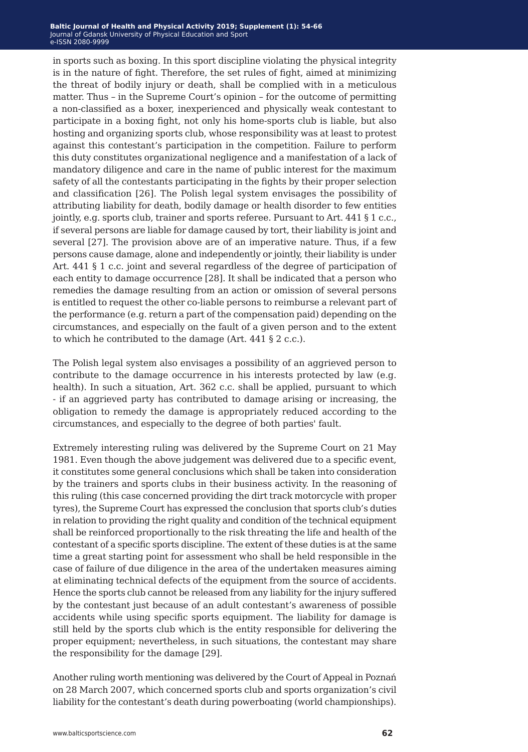in sports such as boxing. In this sport discipline violating the physical integrity is in the nature of fight. Therefore, the set rules of fight, aimed at minimizing the threat of bodily injury or death, shall be complied with in a meticulous matter. Thus – in the Supreme Court's opinion – for the outcome of permitting a non-classified as a boxer, inexperienced and physically weak contestant to participate in a boxing fight, not only his home-sports club is liable, but also hosting and organizing sports club, whose responsibility was at least to protest against this contestant's participation in the competition. Failure to perform this duty constitutes organizational negligence and a manifestation of a lack of mandatory diligence and care in the name of public interest for the maximum safety of all the contestants participating in the fights by their proper selection and classification [26]. The Polish legal system envisages the possibility of attributing liability for death, bodily damage or health disorder to few entities jointly, e.g. sports club, trainer and sports referee. Pursuant to Art. 441 § 1 c.c., if several persons are liable for damage caused by tort, their liability is joint and several [27]. The provision above are of an imperative nature. Thus, if a few persons cause damage, alone and independently or jointly, their liability is under Art. 441 § 1 c.c. joint and several regardless of the degree of participation of each entity to damage occurrence [28]. It shall be indicated that a person who remedies the damage resulting from an action or omission of several persons is entitled to request the other co-liable persons to reimburse a relevant part of the performance (e.g. return a part of the compensation paid) depending on the circumstances, and especially on the fault of a given person and to the extent to which he contributed to the damage (Art. 441 § 2 c.c.).

The Polish legal system also envisages a possibility of an aggrieved person to contribute to the damage occurrence in his interests protected by law (e.g. health). In such a situation, Art. 362 c.c. shall be applied, pursuant to which - if an aggrieved party has contributed to damage arising or increasing, the obligation to remedy the damage is appropriately reduced according to the circumstances, and especially to the degree of both parties' fault.

Extremely interesting ruling was delivered by the Supreme Court on 21 May 1981. Even though the above judgement was delivered due to a specific event, it constitutes some general conclusions which shall be taken into consideration by the trainers and sports clubs in their business activity. In the reasoning of this ruling (this case concerned providing the dirt track motorcycle with proper tyres), the Supreme Court has expressed the conclusion that sports club's duties in relation to providing the right quality and condition of the technical equipment shall be reinforced proportionally to the risk threating the life and health of the contestant of a specific sports discipline. The extent of these duties is at the same time a great starting point for assessment who shall be held responsible in the case of failure of due diligence in the area of the undertaken measures aiming at eliminating technical defects of the equipment from the source of accidents. Hence the sports club cannot be released from any liability for the injury suffered by the contestant just because of an adult contestant's awareness of possible accidents while using specific sports equipment. The liability for damage is still held by the sports club which is the entity responsible for delivering the proper equipment; nevertheless, in such situations, the contestant may share the responsibility for the damage [29].

Another ruling worth mentioning was delivered by the Court of Appeal in Poznań on 28 March 2007, which concerned sports club and sports organization's civil liability for the contestant's death during powerboating (world championships).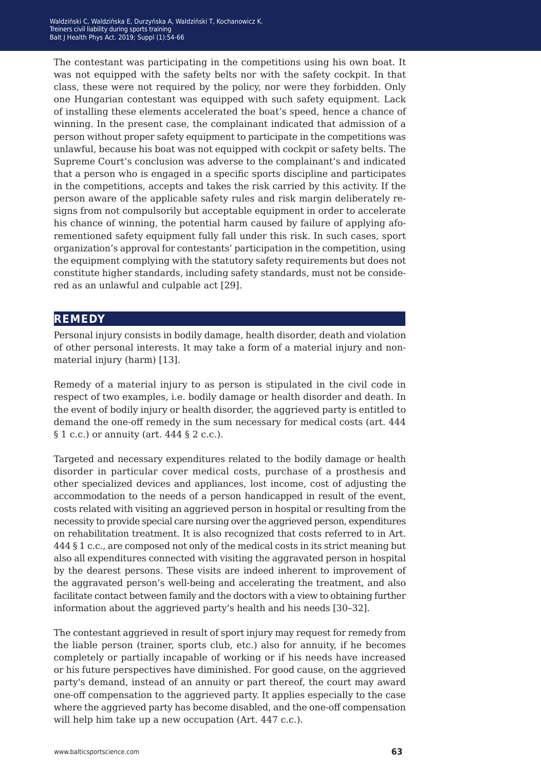The contestant was participating in the competitions using his own boat. It was not equipped with the safety belts nor with the safety cockpit. In that class, these were not required by the policy, nor were they forbidden. Only one Hungarian contestant was equipped with such safety equipment. Lack of installing these elements accelerated the boat's speed, hence a chance of winning. In the present case, the complainant indicated that admission of a person without proper safety equipment to participate in the competitions was unlawful, because his boat was not equipped with cockpit or safety belts. The Supreme Court's conclusion was adverse to the complainant's and indicated that a person who is engaged in a specific sports discipline and participates in the competitions, accepts and takes the risk carried by this activity. If the person aware of the applicable safety rules and risk margin deliberately resigns from not compulsorily but acceptable equipment in order to accelerate his chance of winning, the potential harm caused by failure of applying aforementioned safety equipment fully fall under this risk. In such cases, sport organization's approval for contestants' participation in the competition, using the equipment complying with the statutory safety requirements but does not constitute higher standards, including safety standards, must not be considered as an unlawful and culpable act [29].

## REMEDY

Personal injury consists in bodily damage, health disorder, death and violation of other personal interests. It may take a form of a material injury and non-material injury (harm) [13].

Remedy of a material injury to as person is stipulated in the civil code in respect of two examples, i.e. bodily damage or health disorder and death. In the event of bodily injury or health disorder, the aggrieved party is entitled to demand the one-off remedy in the sum necessary for medical costs (art. 444 § 1 c.c.) or annuity (art. 444 § 2 c.c.).

Targeted and necessary expenditures related to the bodily damage or health disorder in particular cover medical costs, purchase of a prosthesis and other specialized devices and appliances, lost income, cost of adjusting the accommodation to the needs of a person handicapped in result of the event, costs related with visiting an aggrieved person in hospital or resulting from the necessity to provide special care nursing over the aggrieved person, expenditures on rehabilitation treatment. It is also recognized that costs referred to in Art. 444 § 1 c.c., are composed not only of the medical costs in its strict meaning but also all expenditures connected with visiting the aggravated person in hospital by the dearest persons. These visits are indeed inherent to improvement of the aggravated person's well-being and accelerating the treatment, and also facilitate contact between family and the doctors with a view to obtaining further information about the aggrieved party's health and his needs [30–32].

The contestant aggrieved in result of sport injury may request for remedy from the liable person (trainer, sports club, etc.) also for annuity, if he becomes completely or partially incapable of working or if his needs have increased or his future perspectives have diminished. For good cause, on the aggrieved party's demand, instead of an annuity or part thereof, the court may award one-off compensation to the aggrieved party. It applies especially to the case where the aggrieved party has become disabled, and the one-off compensation will help him take up a new occupation (Art. 447 c.c.).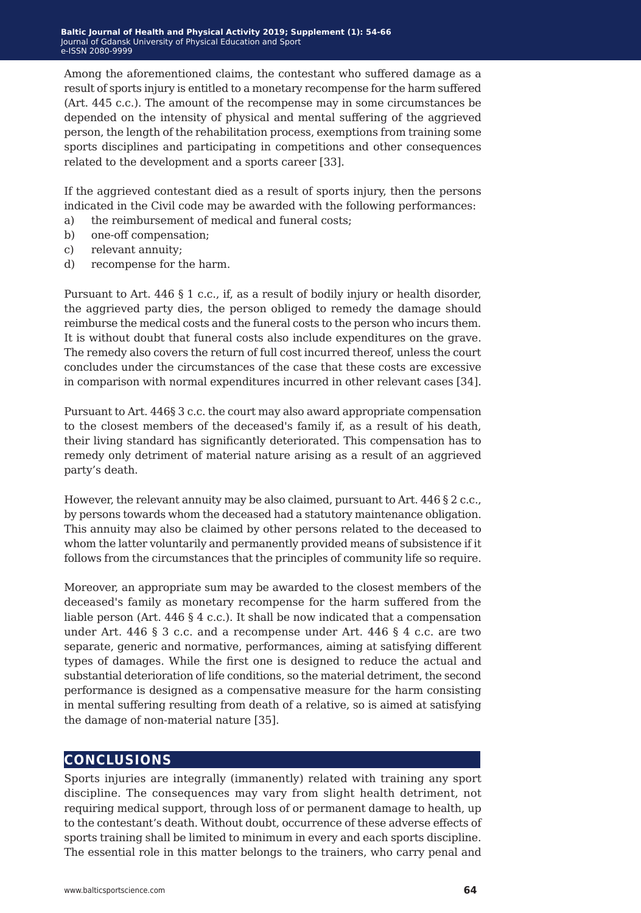Among the aforementioned claims, the contestant who suffered damage as a result of sports injury is entitled to a monetary recompense for the harm suffered (Art. 445 c.c.). The amount of the recompense may in some circumstances be depended on the intensity of physical and mental suffering of the aggrieved person, the length of the rehabilitation process, exemptions from training some sports disciplines and participating in competitions and other consequences related to the development and a sports career [33].

If the aggrieved contestant died as a result of sports injury, then the persons indicated in the Civil code may be awarded with the following performances:

a) the reimbursement of medical and funeral costs;
b) one-off compensation;
c) relevant annuity;
d) recompense for the harm.

Pursuant to Art. 446 § 1 c.c., if, as a result of bodily injury or health disorder, the aggrieved party dies, the person obliged to remedy the damage should reimburse the medical costs and the funeral costs to the person who incurs them. It is without doubt that funeral costs also include expenditures on the grave. The remedy also covers the return of full cost incurred thereof, unless the court concludes under the circumstances of the case that these costs are excessive in comparison with normal expenditures incurred in other relevant cases [34].

Pursuant to Art. 446§ 3 c.c. the court may also award appropriate compensation to the closest members of the deceased's family if, as a result of his death, their living standard has significantly deteriorated. This compensation has to remedy only detriment of material nature arising as a result of an aggrieved party's death.

However, the relevant annuity may be also claimed, pursuant to Art. 446 § 2 c.c., by persons towards whom the deceased had a statutory maintenance obligation. This annuity may also be claimed by other persons related to the deceased to whom the latter voluntarily and permanently provided means of subsistence if it follows from the circumstances that the principles of community life so require.

Moreover, an appropriate sum may be awarded to the closest members of the deceased's family as monetary recompense for the harm suffered from the liable person (Art. 446 § 4 c.c.). It shall be now indicated that a compensation under Art. 446 § 3 c.c. and a recompense under Art. 446 § 4 c.c. are two separate, generic and normative, performances, aiming at satisfying different types of damages. While the first one is designed to reduce the actual and substantial deterioration of life conditions, so the material detriment, the second performance is designed as a compensative measure for the harm consisting in mental suffering resulting from death of a relative, so is aimed at satisfying the damage of non-material nature [35].

## CONCLUSIONS

Sports injuries are integrally (immanently) related with training any sport discipline. The consequences may vary from slight health detriment, not requiring medical support, through loss of or permanent damage to health, up to the contestant's death. Without doubt, occurrence of these adverse effects of sports training shall be limited to minimum in every and each sports discipline. The essential role in this matter belongs to the trainers, who carry penal and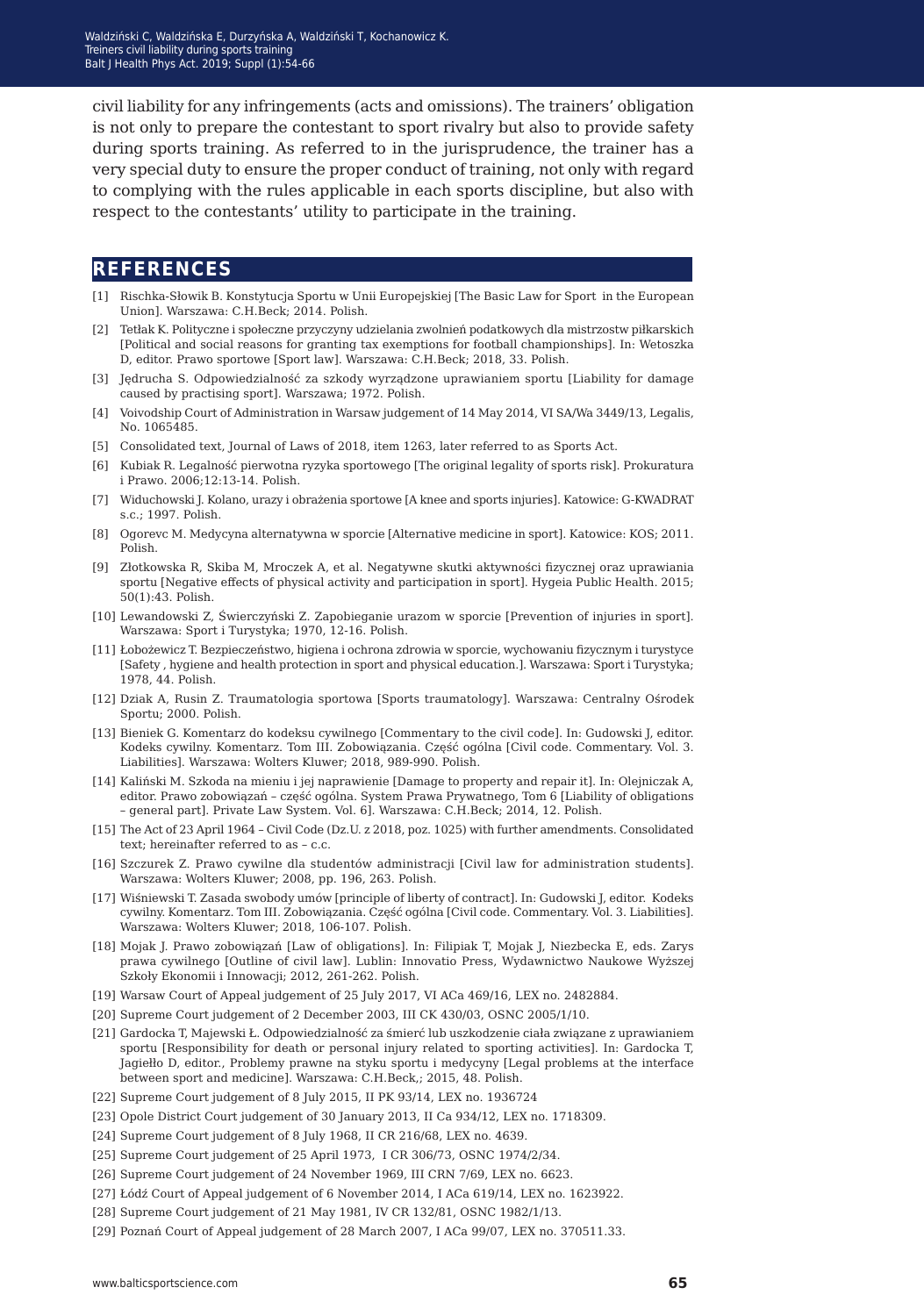civil liability for any infringements (acts and omissions). The trainers' obligation is not only to prepare the contestant to sport rivalry but also to provide safety during sports training. As referred to in the jurisprudence, the trainer has a very special duty to ensure the proper conduct of training, not only with regard to complying with the rules applicable in each sports discipline, but also with respect to the contestants' utility to participate in the training.

## REFERENCES

[1] Rischka-Słowik B. Konstytucja Sportu w Unii Europejskiej [The Basic Law for Sport in the European Union]. Warszawa: C.H.Beck; 2014. Polish.

[2] Tetłak K. Polityczne i społeczne przyczyny udzielania zwolnień podatkowych dla mistrzostw piłkarskich [Political and social reasons for granting tax exemptions for football championships]. In: Wetoszka D, editor. Prawo sportowe [Sport law]. Warszawa: C.H.Beck; 2018, 33. Polish.

[3] Jędrucha S. Odpowiedzialność za szkody wyrządzone uprawianiem sportu [Liability for damage caused by practising sport]. Warszawa; 1972. Polish.

[4] Voivodship Court of Administration in Warsaw judgement of 14 May 2014, VI SA/Wa 3449/13, Legalis, No. 1065485.

[5] Consolidated text, Journal of Laws of 2018, item 1263, later referred to as Sports Act.

[6] Kubiak R. Legalność pierwotna ryzyka sportowego [The original legality of sports risk]. Prokuratura i Prawo. 2006;12:13-14. Polish.

[7] Widuchowski J. Kolano, urazy i obrażenia sportowe [A knee and sports injuries]. Katowice: G-KWADRAT s.c.; 1997. Polish.

[8] Ogorevc M. Medycyna alternatywna w sporcie [Alternative medicine in sport]. Katowice: KOS; 2011. Polish.

[9] Złotkowska R, Skiba M, Mroczek A, et al. Negatywne skutki aktywności fizycznej oraz uprawiania sportu [Negative effects of physical activity and participation in sport]. Hygeia Public Health. 2015; 50(1):43. Polish.

[10] Lewandowski Z, Świerczyński Z. Zapobieganie urazom w sporcie [Prevention of injuries in sport]. Warszawa: Sport i Turystyka; 1970, 12-16. Polish.

[11] Łobożewicz T. Bezpieczeństwo, higiena i ochrona zdrowia w sporcie, wychowaniu fizycznym i turystyce [Safety , hygiene and health protection in sport and physical education.]. Warszawa: Sport i Turystyka; 1978, 44. Polish.

[12] Dziak A, Rusin Z. Traumatologia sportowa [Sports traumatology]. Warszawa: Centralny Ośrodek Sportu; 2000. Polish.

[13] Bieniek G. Komentarz do kodeksu cywilnego [Commentary to the civil code]. In: Gudowski J, editor. Kodeks cywilny. Komentarz. Tom III. Zobowiązania. Część ogólna [Civil code. Commentary. Vol. 3. Liabilities]. Warszawa: Wolters Kluwer; 2018, 989-990. Polish.

[14] Kaliński M. Szkoda na mieniu i jej naprawienie [Damage to property and repair it]. In: Olejniczak A, editor. Prawo zobowiązań – część ogólna. System Prawa Prywatnego, Tom 6 [Liability of obligations – general part]. Private Law System. Vol. 6]. Warszawa: C.H.Beck; 2014, 12. Polish.

[15] The Act of 23 April 1964 – Civil Code (Dz.U. z 2018, poz. 1025) with further amendments. Consolidated text; hereinafter referred to as – c.c.

[16] Szczurek Z. Prawo cywilne dla studentów administracji [Civil law for administration students]. Warszawa: Wolters Kluwer; 2008, pp. 196, 263. Polish.

[17] Wiśniewski T. Zasada swobody umów [principle of liberty of contract]. In: Gudowski J, editor. Kodeks cywilny. Komentarz. Tom III. Zobowiązania. Część ogólna [Civil code. Commentary. Vol. 3. Liabilities]. Warszawa: Wolters Kluwer; 2018, 106-107. Polish.

[18] Mojak J. Prawo zobowiązań [Law of obligations]. In: Filipiak T, Mojak J, Niezbecka E, eds. Zarys prawa cywilnego [Outline of civil law]. Lublin: Innovatio Press, Wydawnictwo Naukowe Wyższej Szkoły Ekonomii i Innowacji; 2012, 261-262. Polish.

[19] Warsaw Court of Appeal judgement of 25 July 2017, VI ACa 469/16, LEX no. 2482884.

[20] Supreme Court judgement of 2 December 2003, III CK 430/03, OSNC 2005/1/10.

[21] Gardocka T, Majewski Ł. Odpowiedzialność za śmierć lub uszkodzenie ciała związane z uprawianiem sportu [Responsibility for death or personal injury related to sporting activities]. In: Gardocka T, Jagiełło D, editor., Problemy prawne na styku sportu i medycyny [Legal problems at the interface between sport and medicine]. Warszawa: C.H.Beck,; 2015, 48. Polish.

[22] Supreme Court judgement of 8 July 2015, II PK 93/14, LEX no. 1936724

[23] Opole District Court judgement of 30 January 2013, II Ca 934/12, LEX no. 1718309.

[24] Supreme Court judgement of 8 July 1968, II CR 216/68, LEX no. 4639.

[25] Supreme Court judgement of 25 April 1973, I CR 306/73, OSNC 1974/2/34.

[26] Supreme Court judgement of 24 November 1969, III CRN 7/69, LEX no. 6623.

[27] Łódź Court of Appeal judgement of 6 November 2014, I ACa 619/14, LEX no. 1623922.

[28] Supreme Court judgement of 21 May 1981, IV CR 132/81, OSNC 1982/1/13.

[29] Poznań Court of Appeal judgement of 28 March 2007, I ACa 99/07, LEX no. 370511.33.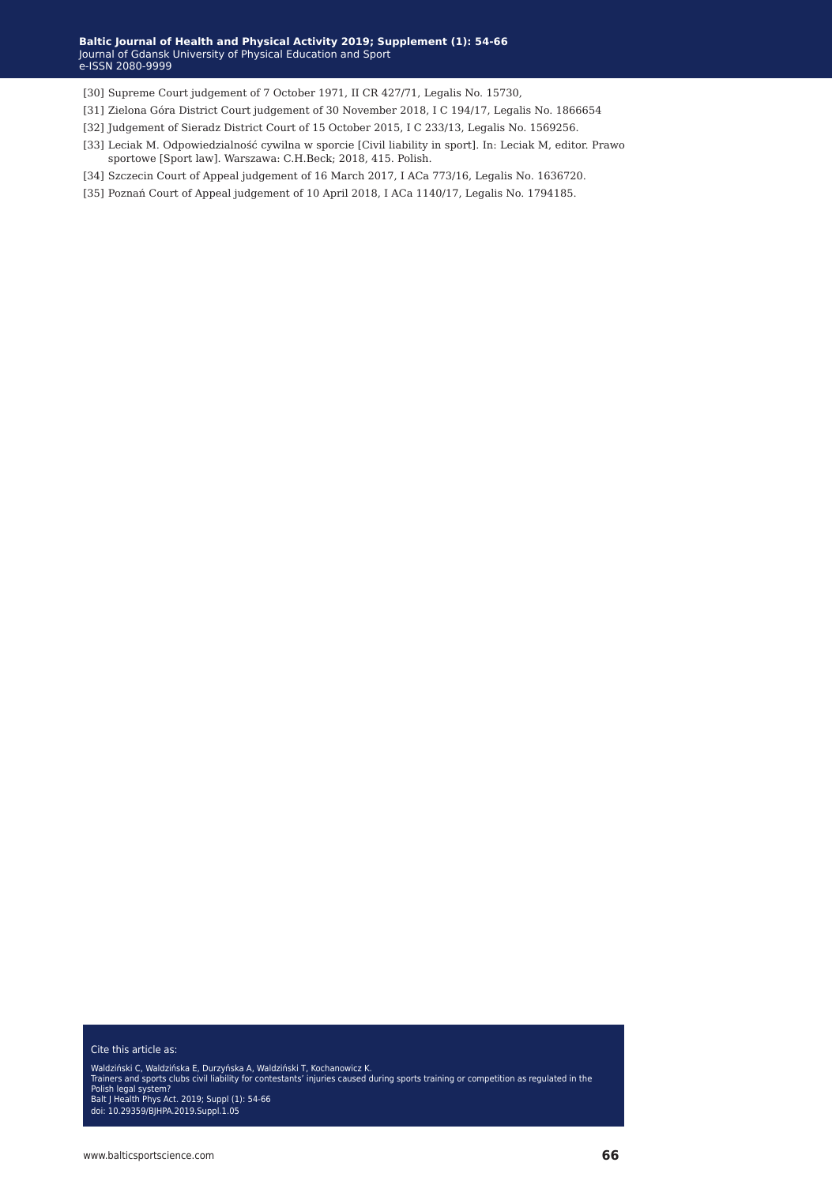[30] Supreme Court judgement of 7 October 1971, II CR 427/71, Legalis No. 15730,

[31] Zielona Góra District Court judgement of 30 November 2018, I C 194/17, Legalis No. 1866654

[32] Judgement of Sieradz District Court of 15 October 2015, I C 233/13, Legalis No. 1569256.

[33] Leciak M. Odpowiedzialność cywilna w sporcie [Civil liability in sport]. In: Leciak M, editor. Prawo sportowe [Sport law]. Warszawa: C.H.Beck; 2018, 415. Polish.

[34] Szczecin Court of Appeal judgement of 16 March 2017, I ACa 773/16, Legalis No. 1636720.

[35] Poznań Court of Appeal judgement of 10 April 2018, I ACa 1140/17, Legalis No. 1794185.

Cite this article as:

Waldziński C, Waldzińska E, Durzyńska A, Waldziński T, Kochanowicz K.
Trainers and sports clubs civil liability for contestants' injuries caused during sports training or competition as regulated in the Polish legal system?
Balt J Health Phys Act. 2019; Suppl (1): 54-66
doi: 10.29359/BJHPA.2019.Suppl.1.05